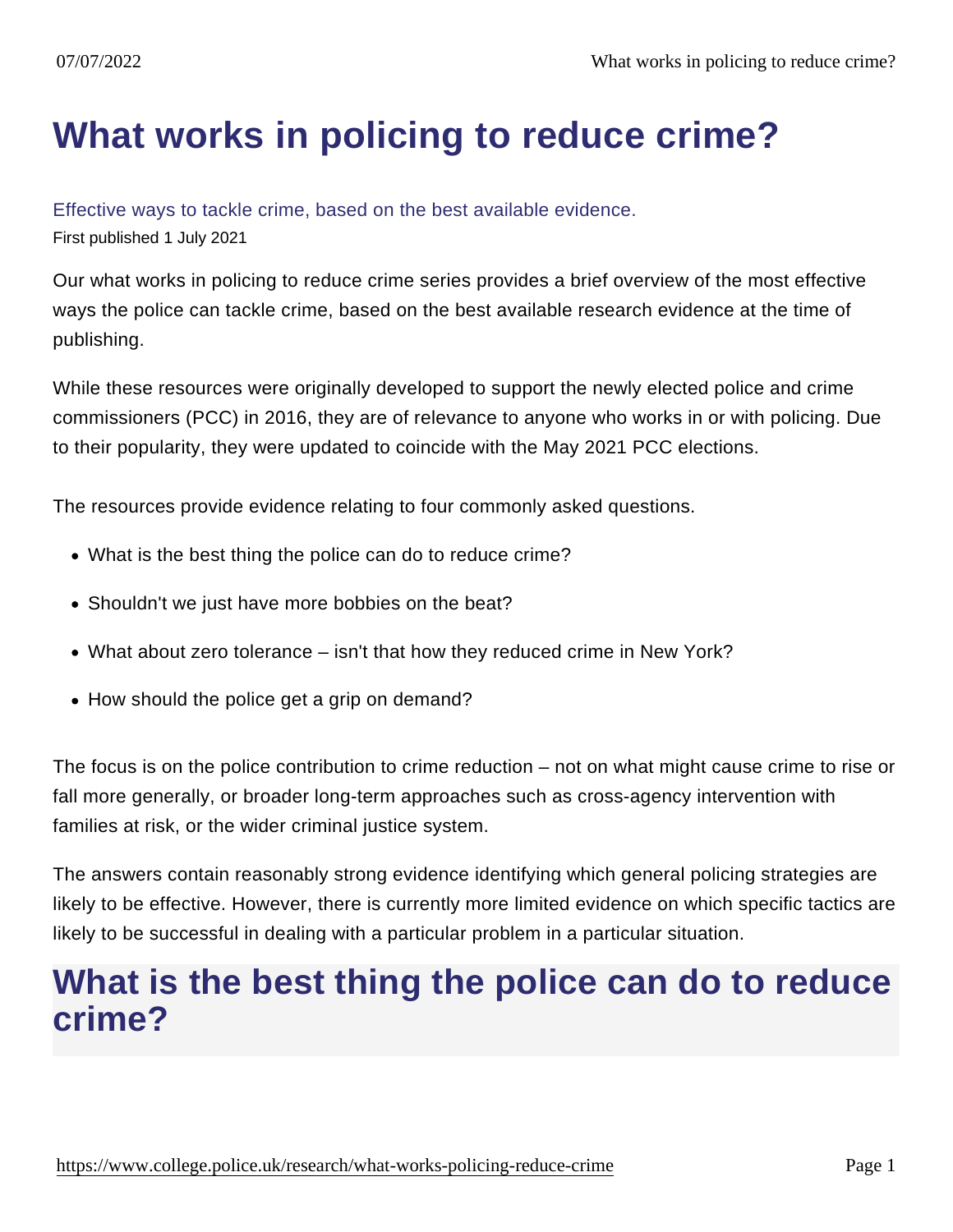# What works in policing to reduce crime?

Effective ways to tackle crime, based on the best available evidence.

First published 1 July 2021

Our what works in policing to reduce crime series provides a brief overview of the most effective ways the police can tackle crime, based on the best available research evidence at the time of publishing.

While these resources were originally developed to support the newly elected police and crime commissioners (PCC) in 2016, they are of relevance to anyone who works in or with policing. Due to their popularity, they were updated to coincide with the May 2021 PCC elections.

The resources provide evidence relating to four commonly asked questions.

- What is the best thing the police can do to reduce crime?
- Shouldn't we just have more bobbies on the beat?
- What about zero tolerance – isn't that how they reduced crime in New York?
- How should the police get a grip on demand?

The focus is on the police contribution to crime reduction – not on what might cause crime to rise or fall more generally, or broader long-term approaches such as cross-agency intervention with families at risk, or the wider criminal justice system.

The answers contain reasonably strong evidence identifying which general policing strategies are likely to be effective. However, there is currently more limited evidence on which specific tactics are likely to be successful in dealing with a particular problem in a particular situation.

## What is the best thing the police can do to reduce crime?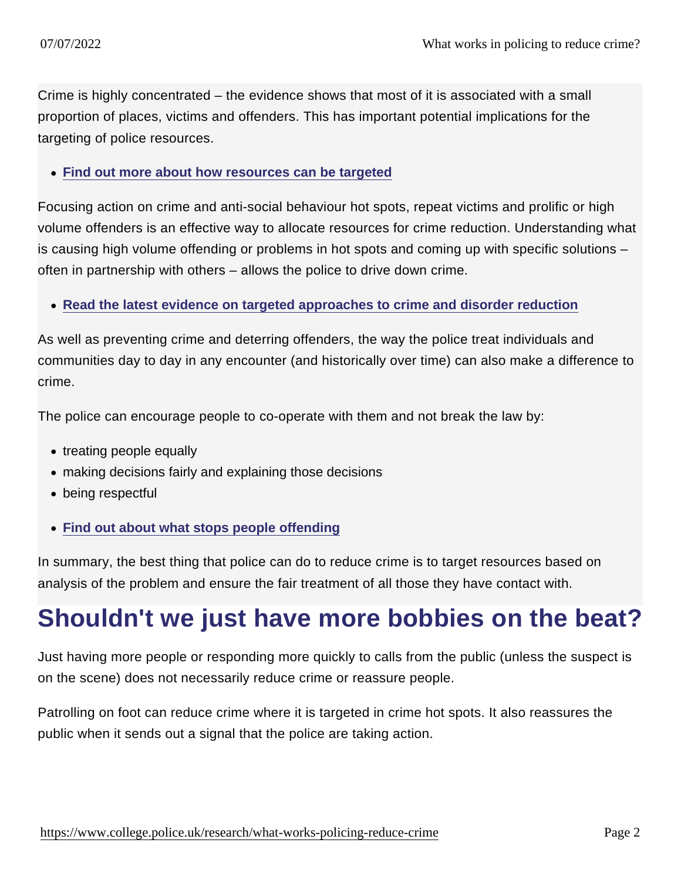Crime is highly concentrated – the evidence shows that most of it is associated with a small proportion of places, victims and offenders. This has important potential implications for the targeting of police resources.

- **Find out more about how resources can be targeted**

Focusing action on crime and anti-social behaviour hot spots, repeat victims and prolific or high volume offenders is an effective way to allocate resources for crime reduction. Understanding what is causing high volume offending or problems in hot spots and coming up with specific solutions – often in partnership with others – allows the police to drive down crime.

- **Read the latest evidence on targeted approaches to crime and disorder reduction**

As well as preventing crime and deterring offenders, the way the police treat individuals and communities day to day in any encounter (and historically over time) can also make a difference to crime.

The police can encourage people to co-operate with them and not break the law by:

- treating people equally
- making decisions fairly and explaining those decisions
- being respectful

- **Find out about what stops people offending**

In summary, the best thing that police can do to reduce crime is to target resources based on analysis of the problem and ensure the fair treatment of all those they have contact with.

## Shouldn't we just have more bobbies on the beat?

Just having more people or responding more quickly to calls from the public (unless the suspect is on the scene) does not necessarily reduce crime or reassure people.

Patrolling on foot can reduce crime where it is targeted in crime hot spots. It also reassures the public when it sends out a signal that the police are taking action.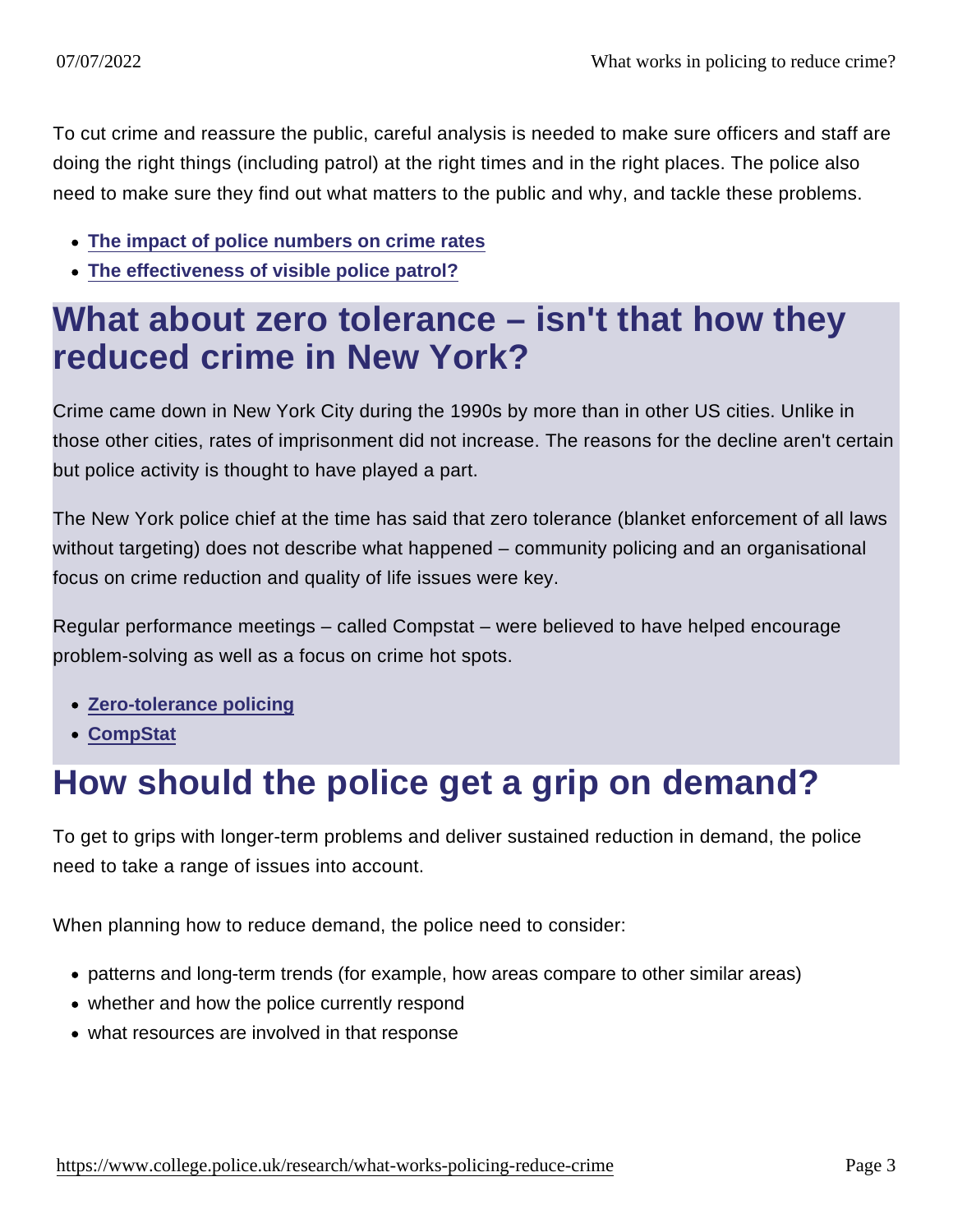To cut crime and reassure the public, careful analysis is needed to make sure officers and staff are doing the right things (including patrol) at the right times and in the right places. The police also need to make sure they find out what matters to the public and why, and tackle these problems.

- [The impact of police numbers on crime rates]
- [The effectiveness of visible police patrol?]

## What about zero tolerance – isn't that how they reduced crime in New York?

Crime came down in New York City during the 1990s by more than in other US cities. Unlike in those other cities, rates of imprisonment did not increase. The reasons for the decline aren't certain but police activity is thought to have played a part.

The New York police chief at the time has said that zero tolerance (blanket enforcement of all laws without targeting) does not describe what happened – community policing and an organisational focus on crime reduction and quality of life issues were key.

Regular performance meetings – called Compstat – were believed to have helped encourage problem-solving as well as a focus on crime hot spots.

- [Zero-tolerance policing]
- [CompStat]

## How should the police get a grip on demand?

To get to grips with longer-term problems and deliver sustained reduction in demand, the police need to take a range of issues into account.

When planning how to reduce demand, the police need to consider:

- patterns and long-term trends (for example, how areas compare to other similar areas)
- whether and how the police currently respond
- what resources are involved in that response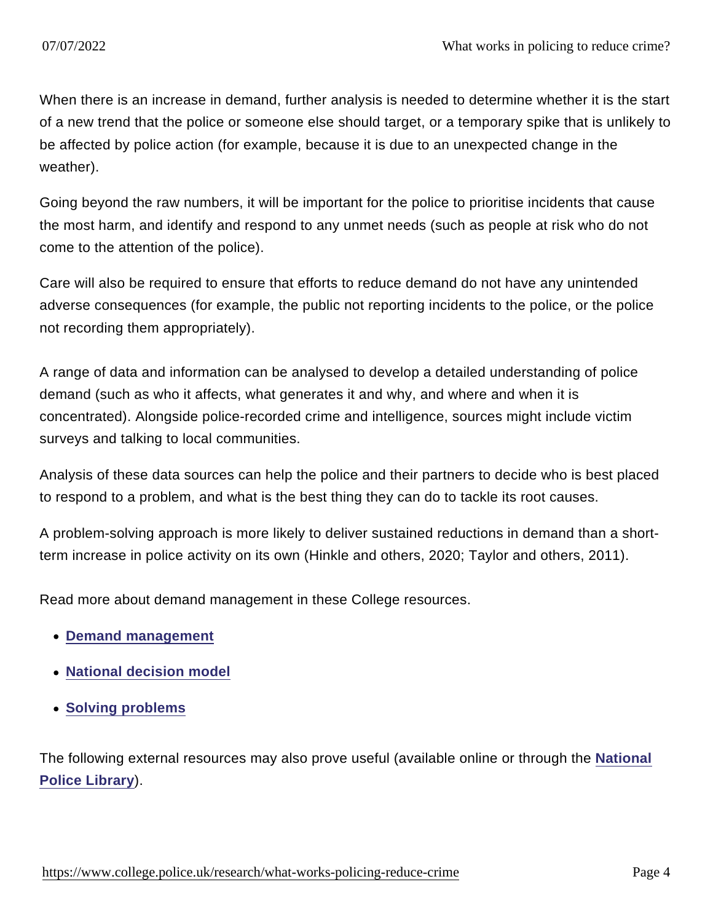When there is an increase in demand, further analysis is needed to determine whether it is the start of a new trend that the police or someone else should target, or a temporary spike that is unlikely to be affected by police action (for example, because it is due to an unexpected change in the weather).

Going beyond the raw numbers, it will be important for the police to prioritise incidents that cause the most harm, and identify and respond to any unmet needs (such as people at risk who do not come to the attention of the police).

Care will also be required to ensure that efforts to reduce demand do not have any unintended adverse consequences (for example, the public not reporting incidents to the police, or the police not recording them appropriately).

A range of data and information can be analysed to develop a detailed understanding of police demand (such as who it affects, what generates it and why, and where and when it is concentrated). Alongside police-recorded crime and intelligence, sources might include victim surveys and talking to local communities.

Analysis of these data sources can help the police and their partners to decide who is best placed to respond to a problem, and what is the best thing they can do to tackle its root causes.

A problem-solving approach is more likely to deliver sustained reductions in demand than a short-term increase in police activity on its own (Hinkle and others, 2020; Taylor and others, 2011).

Read more about demand management in these College resources.

- **Demand management**
- **National decision model**
- **Solving problems**

The following external resources may also prove useful (available online or through the **National Police Library**).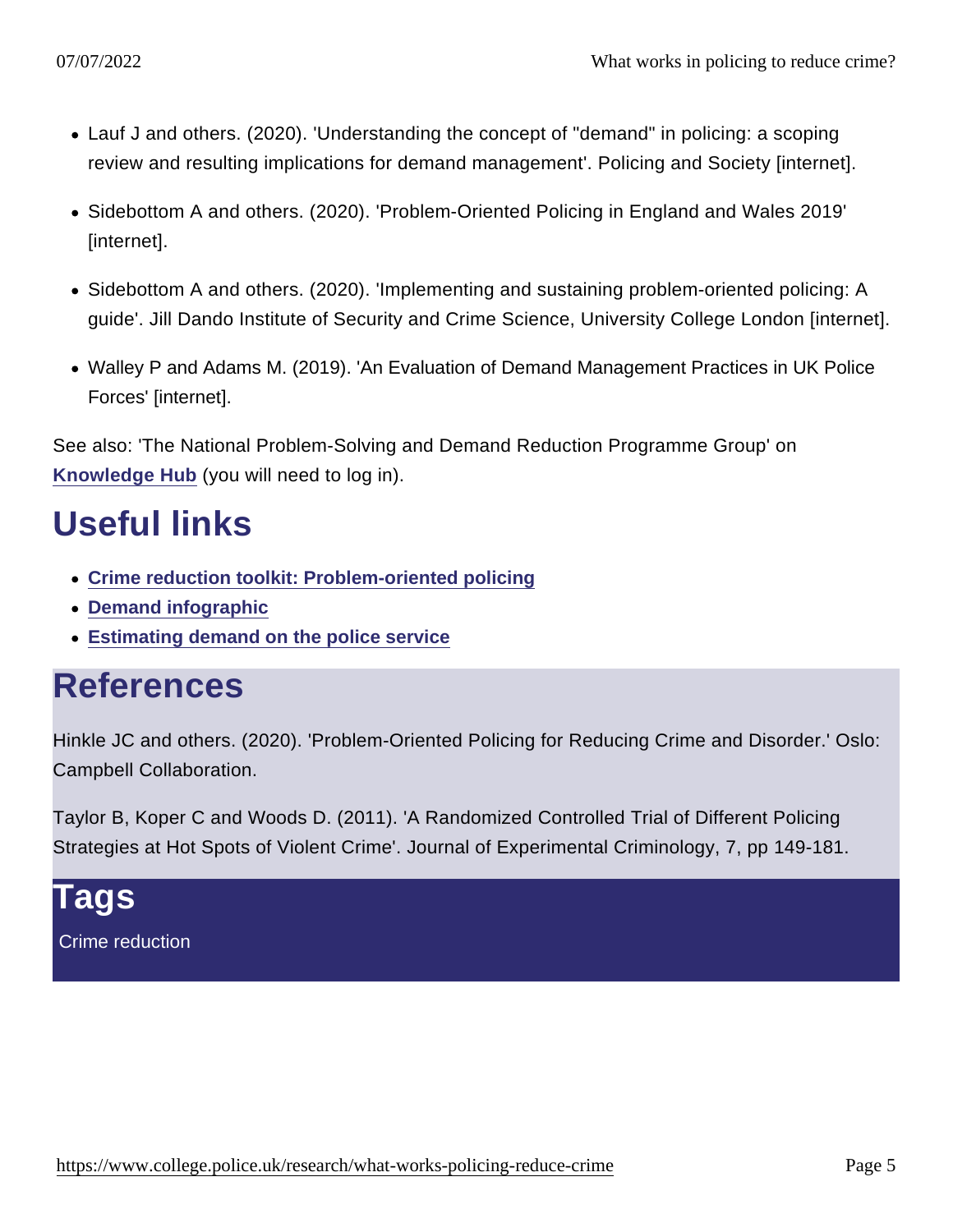- Lauf J and others. (2020). 'Understanding the concept of "demand" in policing: a scoping review and resulting implications for demand management'. Policing and Society [internet].
- Sidebottom A and others. (2020). 'Problem-Oriented Policing in England and Wales 2019' [internet].
- Sidebottom A and others. (2020). 'Implementing and sustaining problem-oriented policing: A guide'. Jill Dando Institute of Security and Crime Science, University College London [internet].
- Walley P and Adams M. (2019). 'An Evaluation of Demand Management Practices in UK Police Forces' [internet].

See also: 'The National Problem-Solving and Demand Reduction Programme Group' on **Knowledge Hub** (you will need to log in).

## Useful links

- **Crime reduction toolkit: Problem-oriented policing**
- **Demand infographic**
- **Estimating demand on the police service**

## References

Hinkle JC and others. (2020). 'Problem-Oriented Policing for Reducing Crime and Disorder.' Oslo: Campbell Collaboration.

Taylor B, Koper C and Woods D. (2011). 'A Randomized Controlled Trial of Different Policing Strategies at Hot Spots of Violent Crime'. Journal of Experimental Criminology, 7, pp 149-181.

## Tags

Crime reduction